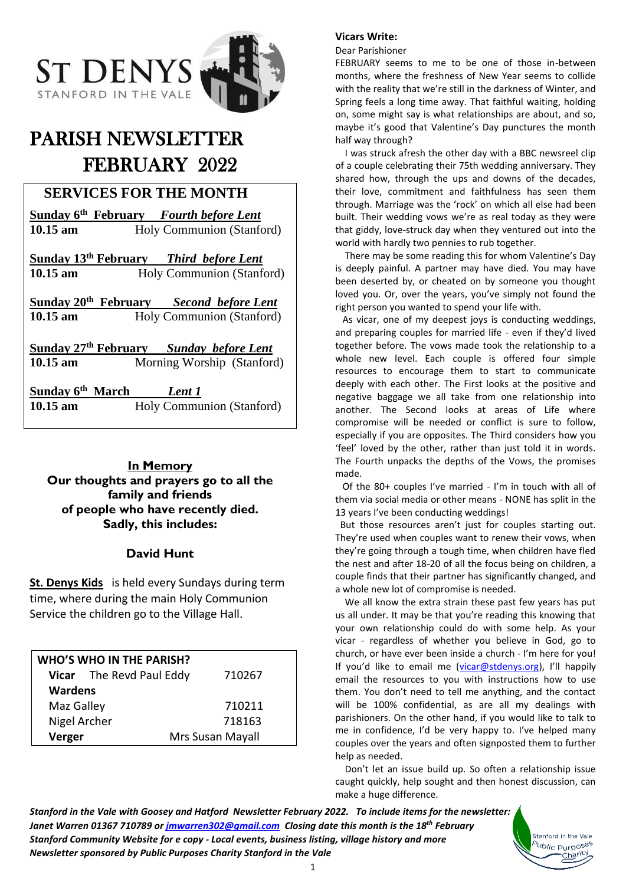# ST DENYS

STANFORD IN THE VALE

# PARISH NEWSLETTER FEBRUARY 2022

## SERVICES FOR THE MONTH

**Sunday 6th February** ***Fourth before Lent***
**10.15 am** Holy Communion (Stanford)

**Sunday 13th February** ***Third before Lent***
**10.15 am** Holy Communion (Stanford)

**Sunday 20th February** ***Second before Lent***
**10.15 am** Holy Communion (Stanford)

**Sunday 27th February** ***Sunday before Lent***
**10.15 am** Morning Worship (Stanford)

**Sunday 6th March** ***Lent 1***
**10.15 am** Holy Communion (Stanford)

### In Memory

**Our thoughts and prayers go to all the family and friends of people who have recently died. Sadly, this includes:**

**David Hunt**

**St. Denys Kids** is held every Sundays during term time, where during the main Holy Communion Service the children go to the Village Hall.

| WHO'S WHO IN THE PARISH? | |
|---|---|
| **Vicar** The Revd Paul Eddy | 710267 |
| **Wardens** | |
| Maz Galley | 710211 |
| Nigel Archer | 718163 |
| **Verger** | Mrs Susan Mayall |

### Vicars Write:

Dear Parishioner

FEBRUARY seems to me to be one of those in-between months, where the freshness of New Year seems to collide with the reality that we're still in the darkness of Winter, and Spring feels a long time away. That faithful waiting, holding on, some might say is what relationships are about, and so, maybe it's good that Valentine's Day punctures the month half way through?

I was struck afresh the other day with a BBC newsreel clip of a couple celebrating their 75th wedding anniversary. They shared how, through the ups and downs of the decades, their love, commitment and faithfulness has seen them through. Marriage was the 'rock' on which all else had been built. Their wedding vows we're as real today as they were that giddy, love-struck day when they ventured out into the world with hardly two pennies to rub together.

There may be some reading this for whom Valentine's Day is deeply painful. A partner may have died. You may have been deserted by, or cheated on by someone you thought loved you. Or, over the years, you've simply not found the right person you wanted to spend your life with.

As vicar, one of my deepest joys is conducting weddings, and preparing couples for married life - even if they'd lived together before. The vows made took the relationship to a whole new level. Each couple is offered four simple resources to encourage them to start to communicate deeply with each other. The First looks at the positive and negative baggage we all take from one relationship into another. The Second looks at areas of Life where compromise will be needed or conflict is sure to follow, especially if you are opposites. The Third considers how you 'feel' loved by the other, rather than just told it in words. The Fourth unpacks the depths of the Vows, the promises made.

Of the 80+ couples I've married - I'm in touch with all of them via social media or other means - NONE has split in the 13 years I've been conducting weddings!

But those resources aren't just for couples starting out. They're used when couples want to renew their vows, when they're going through a tough time, when children have fled the nest and after 18-20 of all the focus being on children, a couple finds that their partner has significantly changed, and a whole new lot of compromise is needed.

We all know the extra strain these past few years has put us all under. It may be that you're reading this knowing that your own relationship could do with some help. As your vicar - regardless of whether you believe in God, go to church, or have ever been inside a church - I'm here for you! If you'd like to email me (vicar@stdenys.org), I'll happily email the resources to you with instructions how to use them. You don't need to tell me anything, and the contact will be 100% confidential, as are all my dealings with parishioners. On the other hand, if you would like to talk to me in confidence, I'd be very happy to. I've helped many couples over the years and often signposted them to further help as needed.

Don't let an issue build up. So often a relationship issue caught quickly, help sought and then honest discussion, can make a huge difference.

***Stanford in the Vale with Goosey and Hatford Newsletter February 2022. To include items for the newsletter: Janet Warren 01367 710789 or jmwarren302@gmail.com Closing date this month is the 18th February***
***Stanford Community Website for e copy - Local events, business listing, village history and more***
***Newsletter sponsored by Public Purposes Charity Stanford in the Vale***

Stanford in the Vale Public Purposes Charity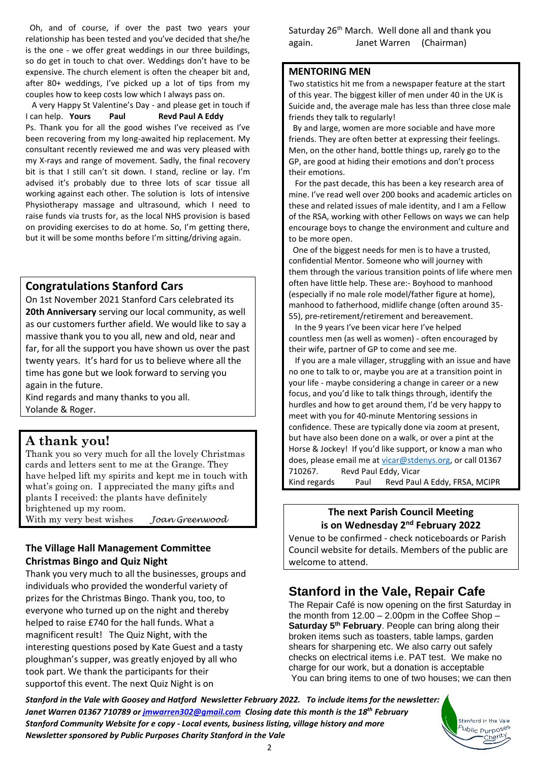Oh, and of course, if over the past two years your relationship has been tested and you've decided that she/he is the one - we offer great weddings in our three buildings, so do get in touch to chat over. Weddings don't have to be expensive. The church element is often the cheaper bit and, after 80+ weddings, I've picked up a lot of tips from my couples how to keep costs low which I always pass on.

A very Happy St Valentine's Day - and please get in touch if I can help. **Yours Paul Revd Paul A Eddy**

Ps. Thank you for all the good wishes I've received as I've been recovering from my long-awaited hip replacement. My consultant recently reviewed me and was very pleased with my X-rays and range of movement. Sadly, the final recovery bit is that I still can't sit down. I stand, recline or lay. I'm advised it's probably due to three lots of scar tissue all working against each other. The solution is lots of intensive Physiotherapy massage and ultrasound, which I need to raise funds via trusts for, as the local NHS provision is based on providing exercises to do at home. So, I'm getting there, but it will be some months before I'm sitting/driving again.

## Congratulations Stanford Cars

On 1st November 2021 Stanford Cars celebrated its **20th Anniversary** serving our local community, as well as our customers further afield. We would like to say a massive thank you to you all, new and old, near and far, for all the support you have shown us over the past twenty years. It's hard for us to believe where all the time has gone but we look forward to serving you again in the future.

Kind regards and many thanks to you all.

Yolande & Roger.

## A thank you!

Thank you so very much for all the lovely Christmas cards and letters sent to me at the Grange. They have helped lift my spirits and kept me in touch with what's going on. I appreciated the many gifts and plants I received: the plants have definitely brightened up my room.

With my very best wishes *Joan Greenwood*

### The Village Hall Management Committee Christmas Bingo and Quiz Night

Thank you very much to all the businesses, groups and individuals who provided the wonderful variety of prizes for the Christmas Bingo. Thank you, too, to everyone who turned up on the night and thereby helped to raise £740 for the hall funds. What a magnificent result! The Quiz Night, with the interesting questions posed by Kate Guest and a tasty ploughman's supper, was greatly enjoyed by all who took part. We thank the participants for their supportof this event. The next Quiz Night is on Saturday 26th March. Well done all and thank you again. Janet Warren (Chairman)

### MENTORING MEN

Two statistics hit me from a newspaper feature at the start of this year. The biggest killer of men under 40 in the UK is Suicide and, the average male has less than three close male friends they talk to regularly!

By and large, women are more sociable and have more friends. They are often better at expressing their feelings. Men, on the other hand, bottle things up, rarely go to the GP, are good at hiding their emotions and don't process their emotions.

For the past decade, this has been a key research area of mine. I've read well over 200 books and academic articles on these and related issues of male identity, and I am a Fellow of the RSA, working with other Fellows on ways we can help encourage boys to change the environment and culture and to be more open.

One of the biggest needs for men is to have a trusted, confidential Mentor. Someone who will journey with them through the various transition points of life where men often have little help. These are:- Boyhood to manhood (especially if no male role model/father figure at home), manhood to fatherhood, midlife change (often around 35-55), pre-retirement/retirement and bereavement.

In the 9 years I've been vicar here I've helped countless men (as well as women) - often encouraged by their wife, partner of GP to come and see me.

If you are a male villager, struggling with an issue and have no one to talk to or, maybe you are at a transition point in your life - maybe considering a change in career or a new focus, and you'd like to talk things through, identify the hurdles and how to get around them, I'd be very happy to meet with you for 40-minute Mentoring sessions in confidence. These are typically done via zoom at present, but have also been done on a walk, or over a pint at the Horse & Jockey! If you'd like support, or know a man who does, please email me at vicar@stdenys.org, or call 01367 710267. Revd Paul Eddy, Vicar

Kind regards Paul Revd Paul A Eddy, FRSA, MCIPR

### The next Parish Council Meeting is on Wednesday 2nd February 2022

Venue to be confirmed - check noticeboards or Parish Council website for details. Members of the public are welcome to attend.

## Stanford in the Vale, Repair Cafe

The Repair Café is now opening on the first Saturday in the month from 12.00 – 2.00pm in the Coffee Shop – **Saturday 5th February**. People can bring along their broken items such as toasters, table lamps, garden shears for sharpening etc. We also carry out safely checks on electrical items i.e. PAT test. We make no charge for our work, but a donation is acceptable

You can bring items to one of two houses; we can then

***Stanford in the Vale with Goosey and Hatford Newsletter February 2022. To include items for the newsletter: Janet Warren 01367 710789 or jmwarren302@gmail.com Closing date this month is the 18th February Stanford Community Website for e copy - Local events, business listing, village history and more Newsletter sponsored by Public Purposes Charity Stanford in the Vale***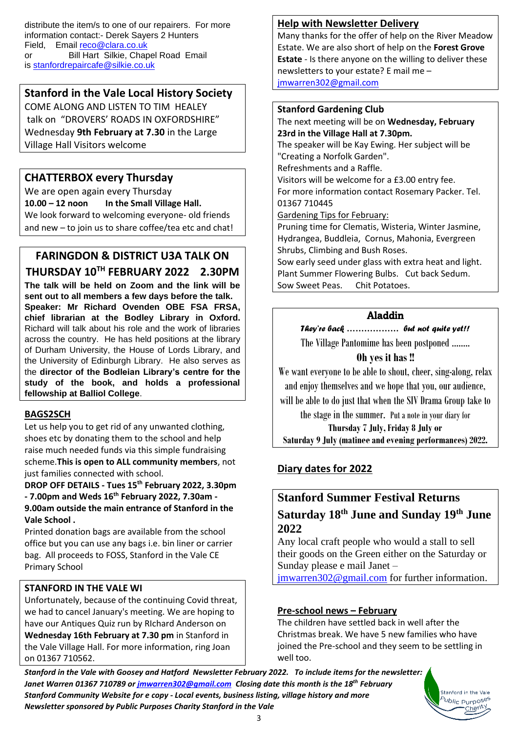distribute the item/s to one of our repairers. For more information contact:- Derek Sayers 2 Hunters Field, Email reco@clara.co.uk
or Bill Hart Silkie, Chapel Road Email is stanfordrepaircafe@silkie.co.uk

## Stanford in the Vale Local History Society

COME ALONG AND LISTEN TO TIM HEALEY talk on "DROVERS' ROADS IN OXFORDSHIRE" Wednesday **9th February at 7.30** in the Large Village Hall Visitors welcome

## CHATTERBOX every Thursday

We are open again every Thursday
**10.00 – 12 noon In the Small Village Hall.**
We look forward to welcoming everyone- old friends and new – to join us to share coffee/tea etc and chat!

## FARINGDON & DISTRICT U3A TALK ON THURSDAY 10TH FEBRUARY 2022 2.30PM

**The talk will be held on Zoom and the link will be sent out to all members a few days before the talk.**
**Speaker: Mr Richard Ovenden OBE FSA FRSA, chief librarian at the Bodley Library in Oxford.** Richard will talk about his role and the work of libraries across the country. He has held positions at the library of Durham University, the House of Lords Library, and the University of Edinburgh Library. He also serves as the **director of the Bodleian Library's centre for the study of the book, and holds a professional fellowship at Balliol College**.

## BAGS2SCH

Let us help you to get rid of any unwanted clothing, shoes etc by donating them to the school and help raise much needed funds via this simple fundraising scheme.**This is open to ALL community members**, not just families connected with school.

**DROP OFF DETAILS - Tues 15th February 2022, 3.30pm - 7.00pm and Weds 16th February 2022, 7.30am - 9.00am outside the main entrance of Stanford in the Vale School .**

Printed donation bags are available from the school office but you can use any bags i.e. bin liner or carrier bag. All proceeds to FOSS, Stanford in the Vale CE Primary School

## STANFORD IN THE VALE WI

Unfortunately, because of the continuing Covid threat, we had to cancel January's meeting. We are hoping to have our Antiques Quiz run by RIchard Anderson on **Wednesday 16th February at 7.30 pm** in Stanford in the Vale Village Hall. For more information, ring Joan on 01367 710562.

## Help with Newsletter Delivery

Many thanks for the offer of help on the River Meadow Estate. We are also short of help on the **Forest Grove Estate** - Is there anyone on the willing to deliver these newsletters to your estate? E mail me – jmwarren302@gmail.com

## Stanford Gardening Club

The next meeting will be on **Wednesday, February 23rd in the Village Hall at 7.30pm.**
The speaker will be Kay Ewing. Her subject will be "Creating a Norfolk Garden".
Refreshments and a Raffle.
Visitors will be welcome for a £3.00 entry fee.
For more information contact Rosemary Packer. Tel. 01367 710445

Gardening Tips for February:
Pruning time for Clematis, Wisteria, Winter Jasmine, Hydrangea, Buddleia, Cornus, Mahonia, Evergreen Shrubs, Climbing and Bush Roses.
Sow early seed under glass with extra heat and light.
Plant Summer Flowering Bulbs. Cut back Sedum.
Sow Sweet Peas. Chit Potatoes.

## Aladdin

***They're back ……………… but not quite yet!!***

The Village Pantomime has been postponed ……..

**Oh yes it has !!**

We want everyone to be able to shout, cheer, sing-along, relax and enjoy themselves and we hope that you, our audience, will be able to do just that when the SIV Drama Group take to the stage in the summer. Put a note in your diary for **Thursday 7 July, Friday 8 July or Saturday 9 July (matinee and evening performances) 2022.**

## Diary dates for 2022

## Stanford Summer Festival Returns Saturday 18th June and Sunday 19th June 2022

Any local craft people who would a stall to sell their goods on the Green either on the Saturday or Sunday please e mail Janet – jmwarren302@gmail.com for further information.

## Pre-school news – February

The children have settled back in well after the Christmas break. We have 5 new families who have joined the Pre-school and they seem to be settling in well too.

***Stanford in the Vale with Goosey and Hatford Newsletter February 2022. To include items for the newsletter: Janet Warren 01367 710789 or jmwarren302@gmail.com Closing date this month is the 18th February***
***Stanford Community Website for e copy - Local events, business listing, village history and more***
***Newsletter sponsored by Public Purposes Charity Stanford in the Vale***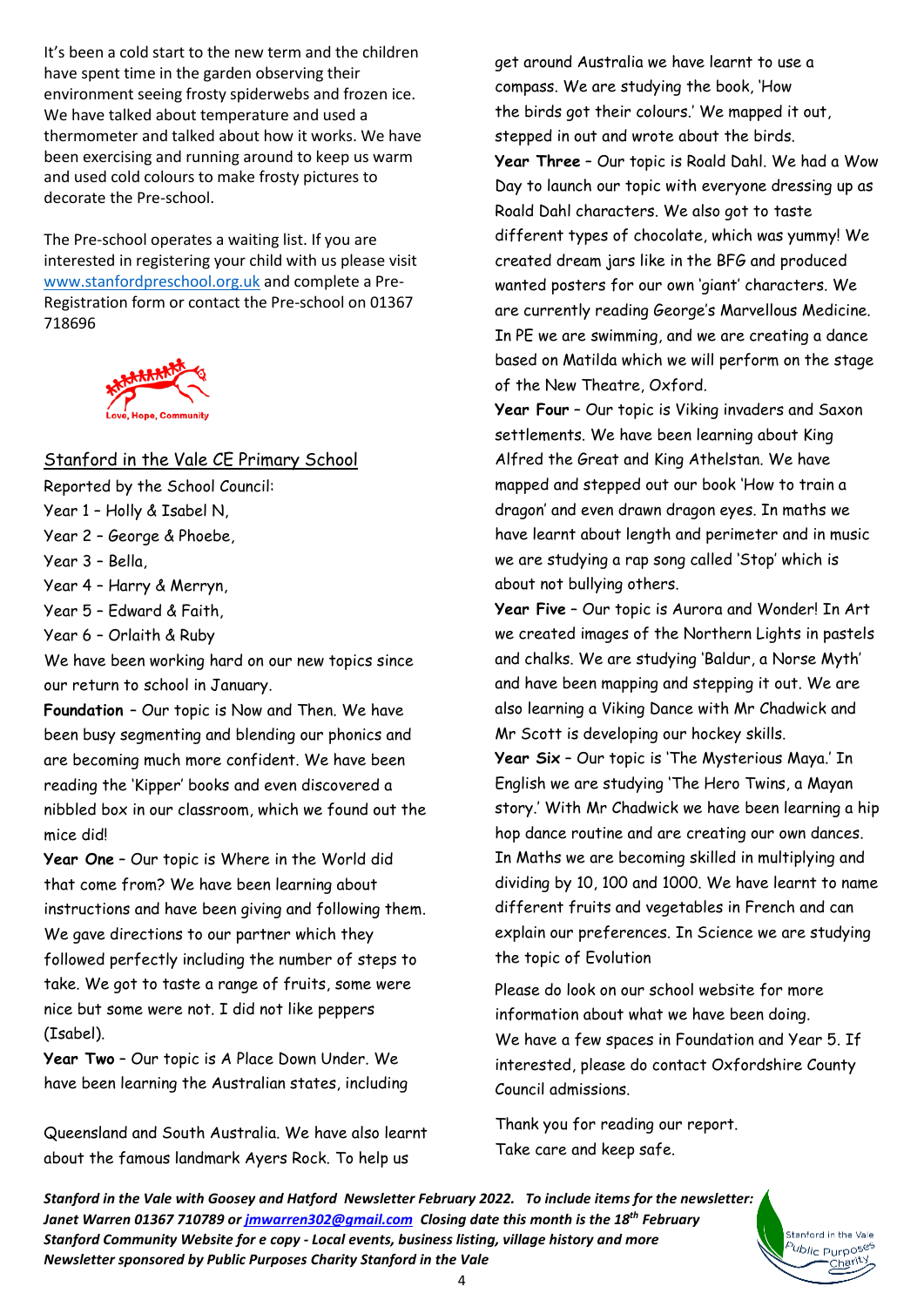It's been a cold start to the new term and the children have spent time in the garden observing their environment seeing frosty spiderwebs and frozen ice. We have talked about temperature and used a thermometer and talked about how it works. We have been exercising and running around to keep us warm and used cold colours to make frosty pictures to decorate the Pre-school.

The Pre-school operates a waiting list. If you are interested in registering your child with us please visit www.stanfordpreschool.org.uk and complete a Pre-Registration form or contact the Pre-school on 01367 718696

Love, Hope, Community

## Stanford in the Vale CE Primary School

Reported by the School Council:
Year 1 – Holly & Isabel N,
Year 2 – George & Phoebe,
Year 3 – Bella,
Year 4 – Harry & Merryn,
Year 5 – Edward & Faith,
Year 6 – Orlaith & Ruby

We have been working hard on our new topics since our return to school in January.

**Foundation** – Our topic is Now and Then. We have been busy segmenting and blending our phonics and are becoming much more confident. We have been reading the 'Kipper' books and even discovered a nibbled box in our classroom, which we found out the mice did!

**Year One** – Our topic is Where in the World did that come from? We have been learning about instructions and have been giving and following them. We gave directions to our partner which they followed perfectly including the number of steps to take. We got to taste a range of fruits, some were nice but some were not. I did not like peppers (Isabel).

**Year Two** – Our topic is A Place Down Under. We have been learning the Australian states, including Queensland and South Australia. We have also learnt about the famous landmark Ayers Rock. To help us get around Australia we have learnt to use a compass. We are studying the book, 'How the birds got their colours.' We mapped it out, stepped in out and wrote about the birds.

**Year Three** – Our topic is Roald Dahl. We had a Wow Day to launch our topic with everyone dressing up as Roald Dahl characters. We also got to taste different types of chocolate, which was yummy! We created dream jars like in the BFG and produced wanted posters for our own 'giant' characters. We are currently reading George's Marvellous Medicine. In PE we are swimming, and we are creating a dance based on Matilda which we will perform on the stage of the New Theatre, Oxford.

**Year Four** – Our topic is Viking invaders and Saxon settlements. We have been learning about King Alfred the Great and King Athelstan. We have mapped and stepped out our book 'How to train a dragon' and even drawn dragon eyes. In maths we have learnt about length and perimeter and in music we are studying a rap song called 'Stop' which is about not bullying others.

**Year Five** – Our topic is Aurora and Wonder! In Art we created images of the Northern Lights in pastels and chalks. We are studying 'Baldur, a Norse Myth' and have been mapping and stepping it out. We are also learning a Viking Dance with Mr Chadwick and Mr Scott is developing our hockey skills.

**Year Six** – Our topic is 'The Mysterious Maya.' In English we are studying 'The Hero Twins, a Mayan story.' With Mr Chadwick we have been learning a hip hop dance routine and are creating our own dances. In Maths we are becoming skilled in multiplying and dividing by 10, 100 and 1000. We have learnt to name different fruits and vegetables in French and can explain our preferences. In Science we are studying the topic of Evolution

Please do look on our school website for more information about what we have been doing.
We have a few spaces in Foundation and Year 5. If interested, please do contact Oxfordshire County Council admissions.

Thank you for reading our report.
Take care and keep safe.

***Stanford in the Vale with Goosey and Hatford Newsletter February 2022. To include items for the newsletter: Janet Warren 01367 710789 or jmwarren302@gmail.com Closing date this month is the 18th February***
***Stanford Community Website for e copy - Local events, business listing, village history and more***
***Newsletter sponsored by Public Purposes Charity Stanford in the Vale***

Stanford in the Vale Public Purposes Charity